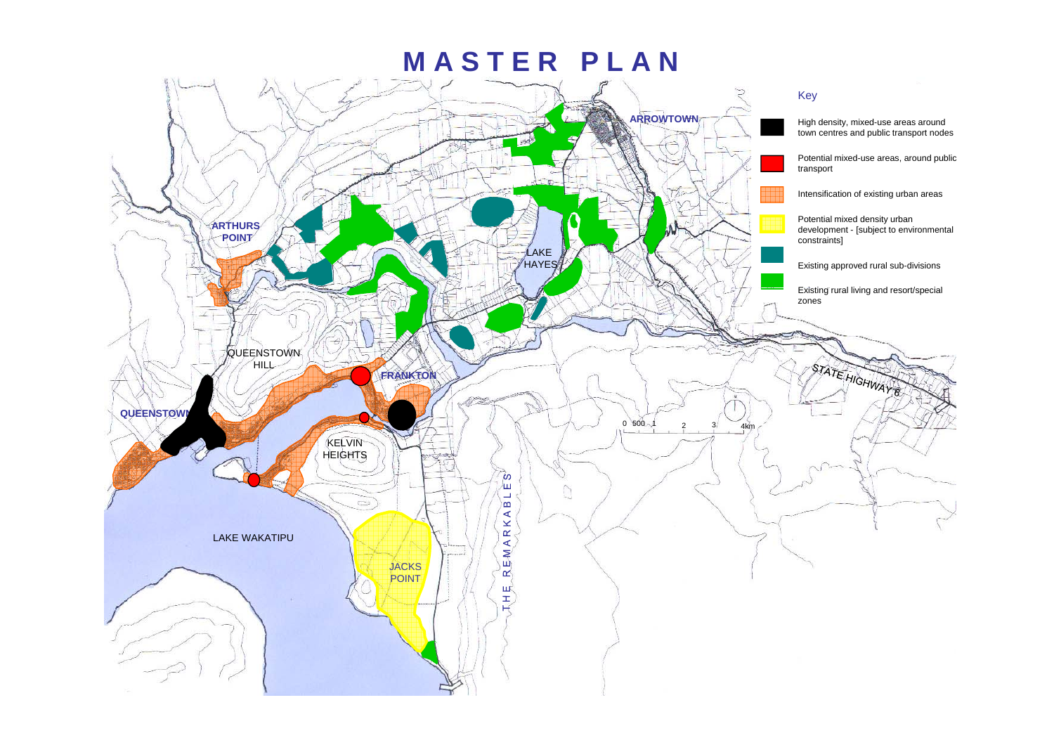# MASTER PLAN

ARROWTOWN

ARTHURS POINT

LAKE HAYES

QUEENSTOWN HILL

FRANKTON

QUEENSTOWN

KELVIN HEIGHTS

LAKE WAKATIPU

JACKS POINT

THE REMARKABLES

STATE HIGHWAY 6

0 500 1 2 3 4km

## Key

- High density, mixed-use areas around town centres and public transport nodes
- Potential mixed-use areas, around public transport
- Intensification of existing urban areas
- Potential mixed density urban development - [subject to environmental constraints]
- Existing approved rural sub-divisions
- Existing rural living and resort/special zones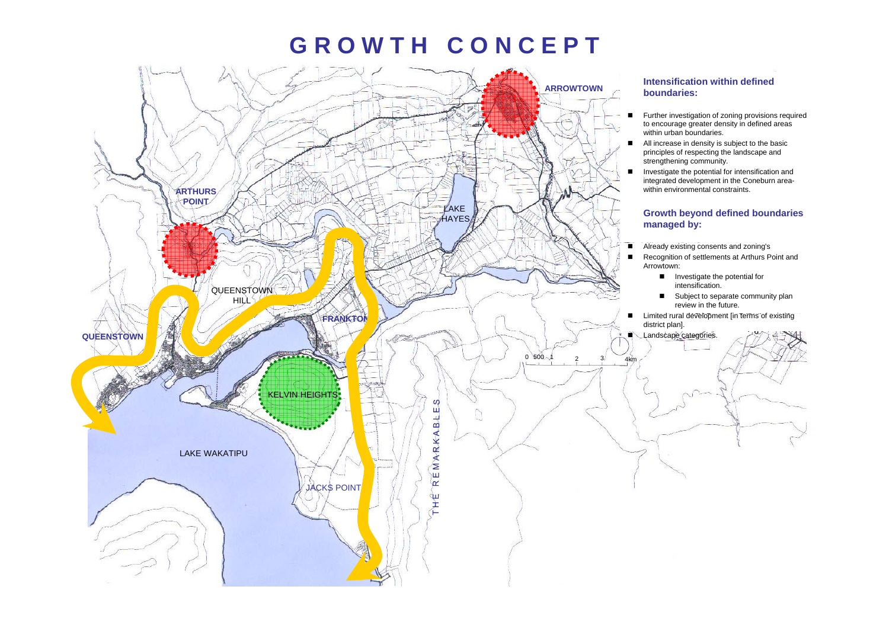# GROWTH CONCEPT

ARROWTOWN

ARTHURS POINT

LAKE HAYES

QUEENSTOWN HILL

QUEENSTOWN

FRANKTON

KELVIN HEIGHTS

LAKE WAKATIPU

JACKS POINT

THE REMARKABLES

0 500 1 2 3 4km

### Intensification within defined boundaries:

- Further investigation of zoning provisions required to encourage greater density in defined areas within urban boundaries.
- All increase in density is subject to the basic principles of respecting the landscape and strengthening community.
- Investigate the potential for intensification and integrated development in the Coneburn area- within environmental constraints.

### Growth beyond defined boundaries managed by:

- Already existing consents and zoning's
- Recognition of settlements at Arthurs Point and Arrowtown:
  - Investigate the potential for intensification.
  - Subject to separate community plan review in the future.
- Limited rural development [in terms of existing district plan].
- Landscape categories.